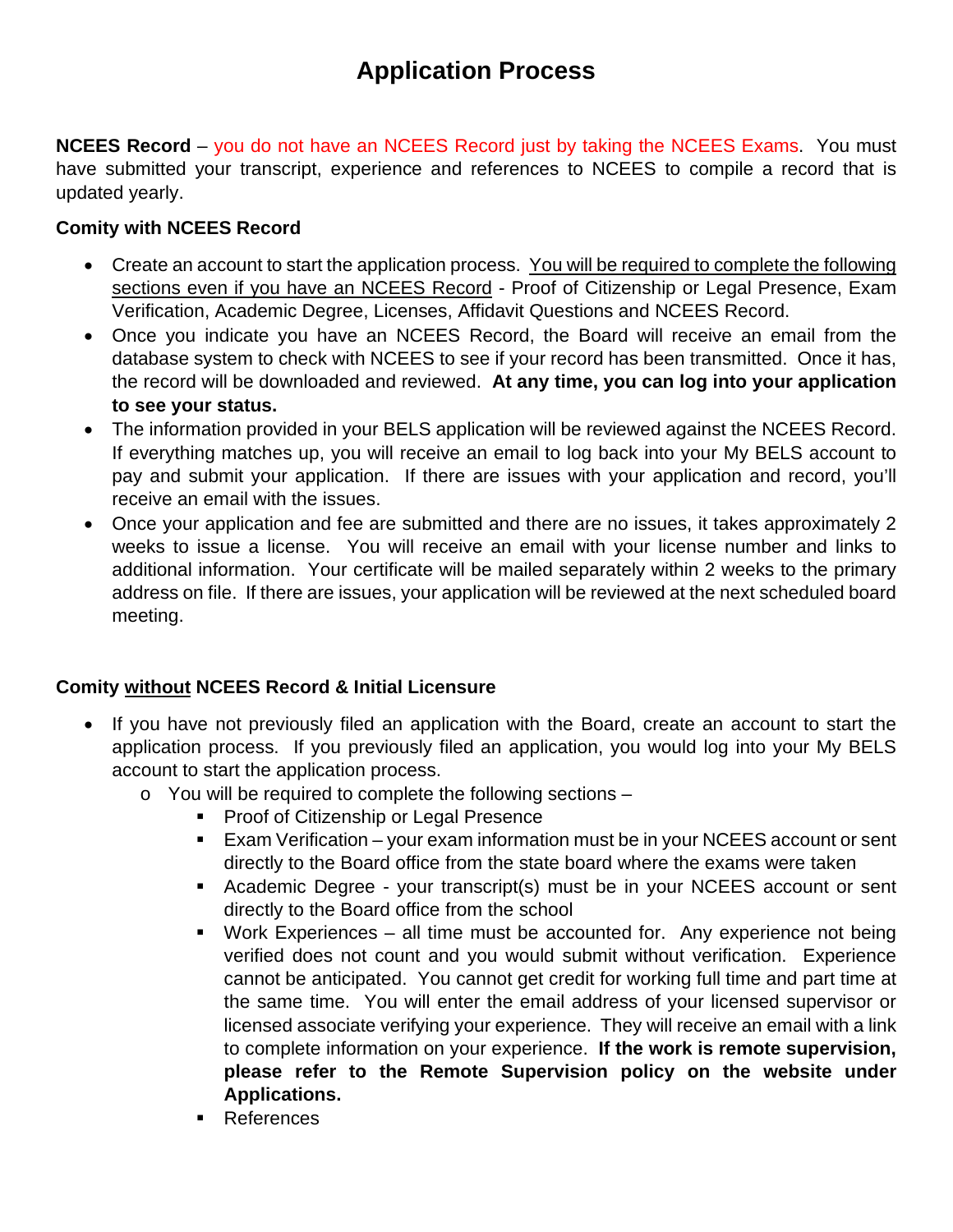# Application Process

**NCEES Record** – you do not have an NCEES Record just by taking the NCEES Exams. You must have submitted your transcript, experience and references to NCEES to compile a record that is updated yearly.

**Comity with NCEES Record**

- Create an account to start the application process. You will be required to complete the following sections even if you have an NCEES Record - Proof of Citizenship or Legal Presence, Exam Verification, Academic Degree, Licenses, Affidavit Questions and NCEES Record.
- Once you indicate you have an NCEES Record, the Board will receive an email from the database system to check with NCEES to see if your record has been transmitted. Once it has, the record will be downloaded and reviewed. **At any time, you can log into your application to see your status.**
- The information provided in your BELS application will be reviewed against the NCEES Record. If everything matches up, you will receive an email to log back into your My BELS account to pay and submit your application. If there are issues with your application and record, you'll receive an email with the issues.
- Once your application and fee are submitted and there are no issues, it takes approximately 2 weeks to issue a license. You will receive an email with your license number and links to additional information. Your certificate will be mailed separately within 2 weeks to the primary address on file. If there are issues, your application will be reviewed at the next scheduled board meeting.

**Comity without NCEES Record & Initial Licensure**

- If you have not previously filed an application with the Board, create an account to start the application process. If you previously filed an application, you would log into your My BELS account to start the application process.
  - You will be required to complete the following sections –
    - Proof of Citizenship or Legal Presence
    - Exam Verification – your exam information must be in your NCEES account or sent directly to the Board office from the state board where the exams were taken
    - Academic Degree - your transcript(s) must be in your NCEES account or sent directly to the Board office from the school
    - Work Experiences – all time must be accounted for. Any experience not being verified does not count and you would submit without verification. Experience cannot be anticipated. You cannot get credit for working full time and part time at the same time. You will enter the email address of your licensed supervisor or licensed associate verifying your experience. They will receive an email with a link to complete information on your experience. **If the work is remote supervision, please refer to the Remote Supervision policy on the website under Applications.**
    - References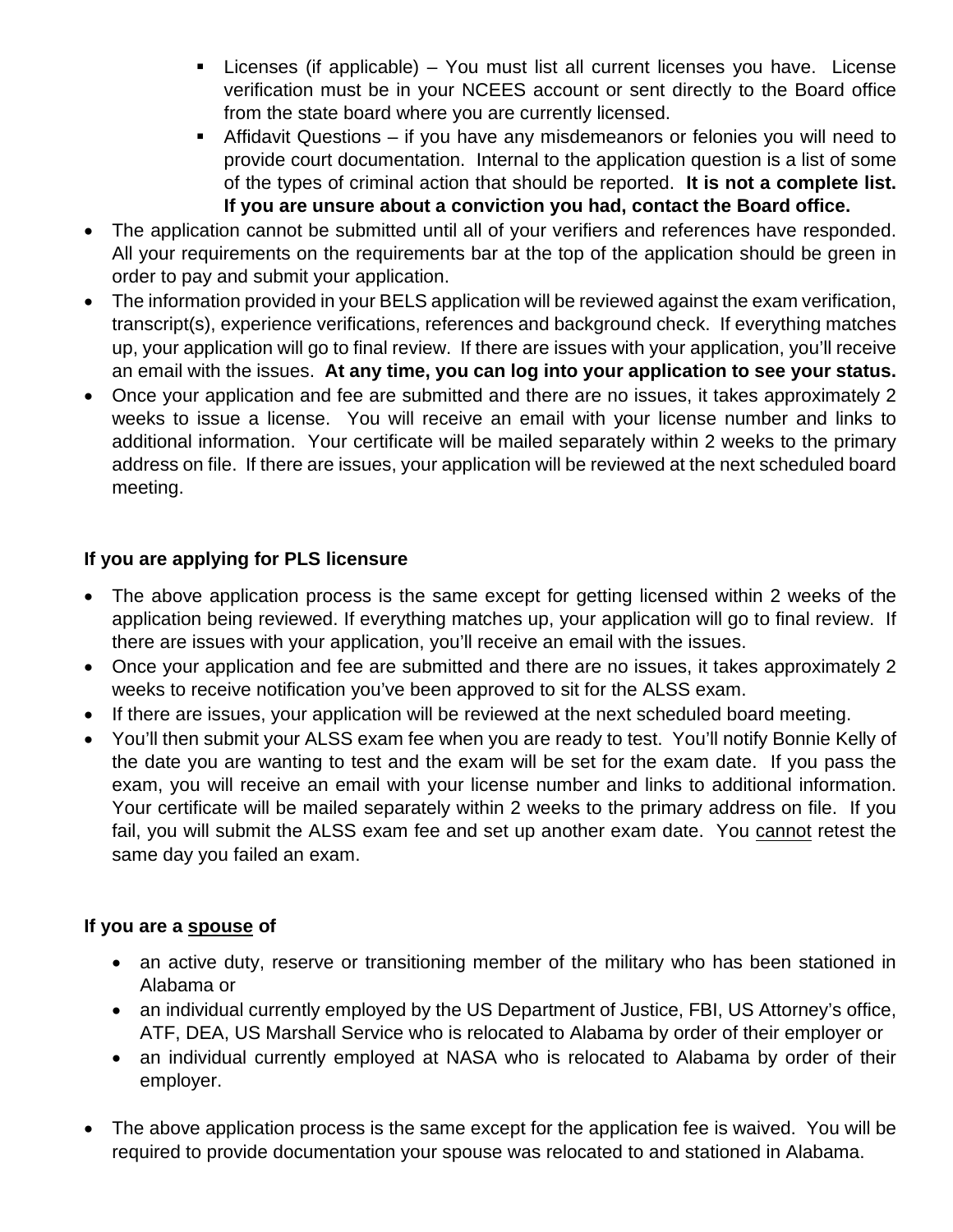- Licenses (if applicable) – You must list all current licenses you have. License verification must be in your NCEES account or sent directly to the Board office from the state board where you are currently licensed.
    - Affidavit Questions – if you have any misdemeanors or felonies you will need to provide court documentation. Internal to the application question is a list of some of the types of criminal action that should be reported. **It is not a complete list. If you are unsure about a conviction you had, contact the Board office.**

- The application cannot be submitted until all of your verifiers and references have responded. All your requirements on the requirements bar at the top of the application should be green in order to pay and submit your application.
- The information provided in your BELS application will be reviewed against the exam verification, transcript(s), experience verifications, references and background check. If everything matches up, your application will go to final review. If there are issues with your application, you'll receive an email with the issues. **At any time, you can log into your application to see your status.**
- Once your application and fee are submitted and there are no issues, it takes approximately 2 weeks to issue a license. You will receive an email with your license number and links to additional information. Your certificate will be mailed separately within 2 weeks to the primary address on file. If there are issues, your application will be reviewed at the next scheduled board meeting.

**If you are applying for PLS licensure**

- The above application process is the same except for getting licensed within 2 weeks of the application being reviewed. If everything matches up, your application will go to final review. If there are issues with your application, you'll receive an email with the issues.
- Once your application and fee are submitted and there are no issues, it takes approximately 2 weeks to receive notification you've been approved to sit for the ALSS exam.
- If there are issues, your application will be reviewed at the next scheduled board meeting.
- You'll then submit your ALSS exam fee when you are ready to test. You'll notify Bonnie Kelly of the date you are wanting to test and the exam will be set for the exam date. If you pass the exam, you will receive an email with your license number and links to additional information. Your certificate will be mailed separately within 2 weeks to the primary address on file. If you fail, you will submit the ALSS exam fee and set up another exam date. You <u>cannot</u> retest the same day you failed an exam.

**If you are a <u>spouse</u> of**

- an active duty, reserve or transitioning member of the military who has been stationed in Alabama or
- an individual currently employed by the US Department of Justice, FBI, US Attorney's office, ATF, DEA, US Marshall Service who is relocated to Alabama by order of their employer or
- an individual currently employed at NASA who is relocated to Alabama by order of their employer.

- The above application process is the same except for the application fee is waived. You will be required to provide documentation your spouse was relocated to and stationed in Alabama.